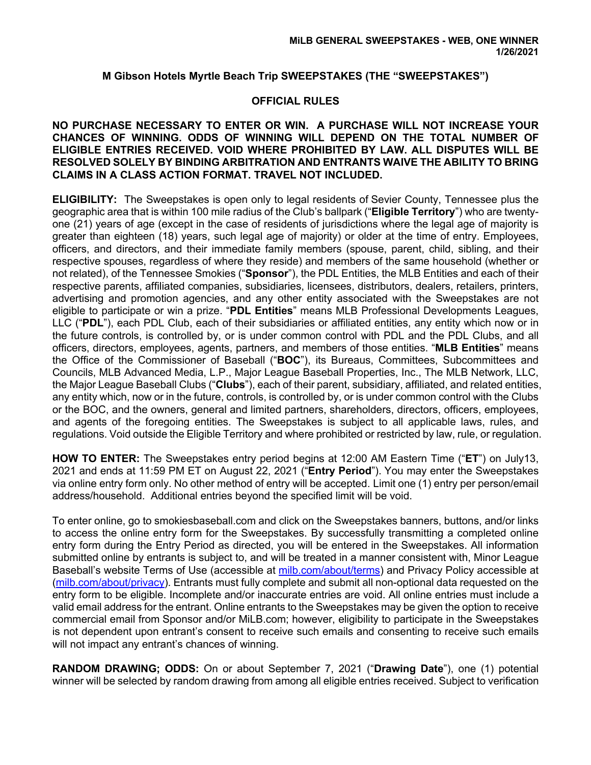**MiLB GENERAL SWEEPSTAKES - WEB, ONE WINNER**
**1/26/2021**

# M Gibson Hotels Myrtle Beach Trip SWEEPSTAKES (THE "SWEEPSTAKES")

## OFFICIAL RULES

**NO PURCHASE NECESSARY TO ENTER OR WIN. A PURCHASE WILL NOT INCREASE YOUR CHANCES OF WINNING. ODDS OF WINNING WILL DEPEND ON THE TOTAL NUMBER OF ELIGIBLE ENTRIES RECEIVED. VOID WHERE PROHIBITED BY LAW. ALL DISPUTES WILL BE RESOLVED SOLELY BY BINDING ARBITRATION AND ENTRANTS WAIVE THE ABILITY TO BRING CLAIMS IN A CLASS ACTION FORMAT. TRAVEL NOT INCLUDED.**

**ELIGIBILITY:** The Sweepstakes is open only to legal residents of Sevier County, Tennessee plus the geographic area that is within 100 mile radius of the Club's ballpark ("**Eligible Territory**") who are twenty-one (21) years of age (except in the case of residents of jurisdictions where the legal age of majority is greater than eighteen (18) years, such legal age of majority) or older at the time of entry. Employees, officers, and directors, and their immediate family members (spouse, parent, child, sibling, and their respective spouses, regardless of where they reside) and members of the same household (whether or not related), of the Tennessee Smokies ("**Sponsor**"), the PDL Entities, the MLB Entities and each of their respective parents, affiliated companies, subsidiaries, licensees, distributors, dealers, retailers, printers, advertising and promotion agencies, and any other entity associated with the Sweepstakes are not eligible to participate or win a prize. "**PDL Entities**" means MLB Professional Developments Leagues, LLC ("**PDL**"), each PDL Club, each of their subsidiaries or affiliated entities, any entity which now or in the future controls, is controlled by, or is under common control with PDL and the PDL Clubs, and all officers, directors, employees, agents, partners, and members of those entities. "**MLB Entities**" means the Office of the Commissioner of Baseball ("**BOC**"), its Bureaus, Committees, Subcommittees and Councils, MLB Advanced Media, L.P., Major League Baseball Properties, Inc., The MLB Network, LLC, the Major League Baseball Clubs ("**Clubs**"), each of their parent, subsidiary, affiliated, and related entities, any entity which, now or in the future, controls, is controlled by, or is under common control with the Clubs or the BOC, and the owners, general and limited partners, shareholders, directors, officers, employees, and agents of the foregoing entities. The Sweepstakes is subject to all applicable laws, rules, and regulations. Void outside the Eligible Territory and where prohibited or restricted by law, rule, or regulation.

**HOW TO ENTER:** The Sweepstakes entry period begins at 12:00 AM Eastern Time ("**ET**") on July13, 2021 and ends at 11:59 PM ET on August 22, 2021 ("**Entry Period**"). You may enter the Sweepstakes via online entry form only. No other method of entry will be accepted. Limit one (1) entry per person/email address/household. Additional entries beyond the specified limit will be void.

To enter online, go to smokiesbaseball.com and click on the Sweepstakes banners, buttons, and/or links to access the online entry form for the Sweepstakes. By successfully transmitting a completed online entry form during the Entry Period as directed, you will be entered in the Sweepstakes. All information submitted online by entrants is subject to, and will be treated in a manner consistent with, Minor League Baseball's website Terms of Use (accessible at [milb.com/about/terms](milb.com/about/terms)) and Privacy Policy accessible at ([milb.com/about/privacy](milb.com/about/privacy)). Entrants must fully complete and submit all non-optional data requested on the entry form to be eligible. Incomplete and/or inaccurate entries are void. All online entries must include a valid email address for the entrant. Online entrants to the Sweepstakes may be given the option to receive commercial email from Sponsor and/or MiLB.com; however, eligibility to participate in the Sweepstakes is not dependent upon entrant's consent to receive such emails and consenting to receive such emails will not impact any entrant's chances of winning.

**RANDOM DRAWING; ODDS:** On or about September 7, 2021 ("**Drawing Date**"), one (1) potential winner will be selected by random drawing from among all eligible entries received. Subject to verification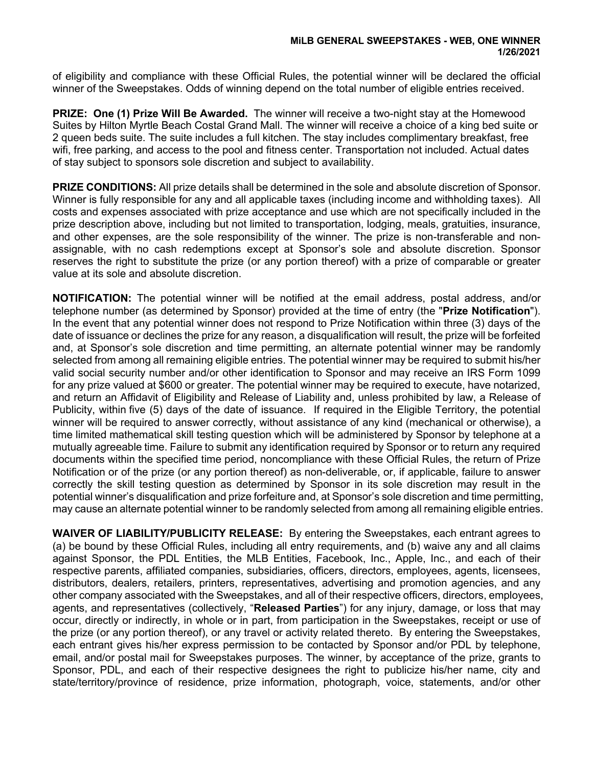of eligibility and compliance with these Official Rules, the potential winner will be declared the official winner of the Sweepstakes. Odds of winning depend on the total number of eligible entries received.

**PRIZE: One (1) Prize Will Be Awarded.** The winner will receive a two-night stay at the Homewood Suites by Hilton Myrtle Beach Costal Grand Mall. The winner will receive a choice of a king bed suite or 2 queen beds suite. The suite includes a full kitchen. The stay includes complimentary breakfast, free wifi, free parking, and access to the pool and fitness center. Transportation not included. Actual dates of stay subject to sponsors sole discretion and subject to availability.

**PRIZE CONDITIONS:** All prize details shall be determined in the sole and absolute discretion of Sponsor. Winner is fully responsible for any and all applicable taxes (including income and withholding taxes). All costs and expenses associated with prize acceptance and use which are not specifically included in the prize description above, including but not limited to transportation, lodging, meals, gratuities, insurance, and other expenses, are the sole responsibility of the winner. The prize is non-transferable and non-assignable, with no cash redemptions except at Sponsor's sole and absolute discretion. Sponsor reserves the right to substitute the prize (or any portion thereof) with a prize of comparable or greater value at its sole and absolute discretion.

**NOTIFICATION:** The potential winner will be notified at the email address, postal address, and/or telephone number (as determined by Sponsor) provided at the time of entry (the "**Prize Notification**"). In the event that any potential winner does not respond to Prize Notification within three (3) days of the date of issuance or declines the prize for any reason, a disqualification will result, the prize will be forfeited and, at Sponsor's sole discretion and time permitting, an alternate potential winner may be randomly selected from among all remaining eligible entries. The potential winner may be required to submit his/her valid social security number and/or other identification to Sponsor and may receive an IRS Form 1099 for any prize valued at $600 or greater. The potential winner may be required to execute, have notarized, and return an Affidavit of Eligibility and Release of Liability and, unless prohibited by law, a Release of Publicity, within five (5) days of the date of issuance. If required in the Eligible Territory, the potential winner will be required to answer correctly, without assistance of any kind (mechanical or otherwise), a time limited mathematical skill testing question which will be administered by Sponsor by telephone at a mutually agreeable time. Failure to submit any identification required by Sponsor or to return any required documents within the specified time period, noncompliance with these Official Rules, the return of Prize Notification or of the prize (or any portion thereof) as non-deliverable, or, if applicable, failure to answer correctly the skill testing question as determined by Sponsor in its sole discretion may result in the potential winner's disqualification and prize forfeiture and, at Sponsor's sole discretion and time permitting, may cause an alternate potential winner to be randomly selected from among all remaining eligible entries.

**WAIVER OF LIABILITY/PUBLICITY RELEASE:** By entering the Sweepstakes, each entrant agrees to (a) be bound by these Official Rules, including all entry requirements, and (b) waive any and all claims against Sponsor, the PDL Entities, the MLB Entities, Facebook, Inc., Apple, Inc., and each of their respective parents, affiliated companies, subsidiaries, officers, directors, employees, agents, licensees, distributors, dealers, retailers, printers, representatives, advertising and promotion agencies, and any other company associated with the Sweepstakes, and all of their respective officers, directors, employees, agents, and representatives (collectively, "**Released Parties**") for any injury, damage, or loss that may occur, directly or indirectly, in whole or in part, from participation in the Sweepstakes, receipt or use of the prize (or any portion thereof), or any travel or activity related thereto. By entering the Sweepstakes, each entrant gives his/her express permission to be contacted by Sponsor and/or PDL by telephone, email, and/or postal mail for Sweepstakes purposes. The winner, by acceptance of the prize, grants to Sponsor, PDL, and each of their respective designees the right to publicize his/her name, city and state/territory/province of residence, prize information, photograph, voice, statements, and/or other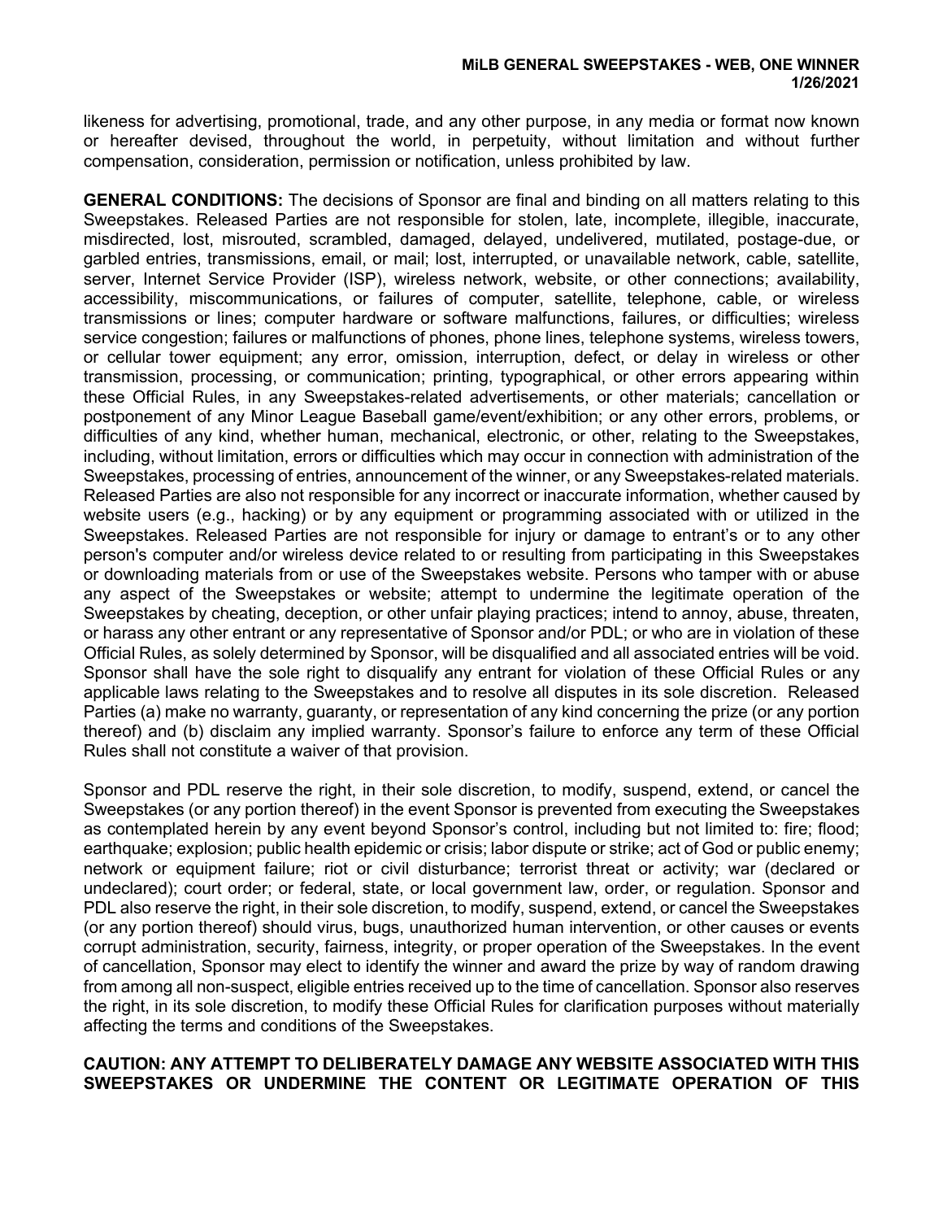likeness for advertising, promotional, trade, and any other purpose, in any media or format now known or hereafter devised, throughout the world, in perpetuity, without limitation and without further compensation, consideration, permission or notification, unless prohibited by law.

**GENERAL CONDITIONS:** The decisions of Sponsor are final and binding on all matters relating to this Sweepstakes. Released Parties are not responsible for stolen, late, incomplete, illegible, inaccurate, misdirected, lost, misrouted, scrambled, damaged, delayed, undelivered, mutilated, postage-due, or garbled entries, transmissions, email, or mail; lost, interrupted, or unavailable network, cable, satellite, server, Internet Service Provider (ISP), wireless network, website, or other connections; availability, accessibility, miscommunications, or failures of computer, satellite, telephone, cable, or wireless transmissions or lines; computer hardware or software malfunctions, failures, or difficulties; wireless service congestion; failures or malfunctions of phones, phone lines, telephone systems, wireless towers, or cellular tower equipment; any error, omission, interruption, defect, or delay in wireless or other transmission, processing, or communication; printing, typographical, or other errors appearing within these Official Rules, in any Sweepstakes-related advertisements, or other materials; cancellation or postponement of any Minor League Baseball game/event/exhibition; or any other errors, problems, or difficulties of any kind, whether human, mechanical, electronic, or other, relating to the Sweepstakes, including, without limitation, errors or difficulties which may occur in connection with administration of the Sweepstakes, processing of entries, announcement of the winner, or any Sweepstakes-related materials. Released Parties are also not responsible for any incorrect or inaccurate information, whether caused by website users (e.g., hacking) or by any equipment or programming associated with or utilized in the Sweepstakes. Released Parties are not responsible for injury or damage to entrant's or to any other person's computer and/or wireless device related to or resulting from participating in this Sweepstakes or downloading materials from or use of the Sweepstakes website. Persons who tamper with or abuse any aspect of the Sweepstakes or website; attempt to undermine the legitimate operation of the Sweepstakes by cheating, deception, or other unfair playing practices; intend to annoy, abuse, threaten, or harass any other entrant or any representative of Sponsor and/or PDL; or who are in violation of these Official Rules, as solely determined by Sponsor, will be disqualified and all associated entries will be void. Sponsor shall have the sole right to disqualify any entrant for violation of these Official Rules or any applicable laws relating to the Sweepstakes and to resolve all disputes in its sole discretion. Released Parties (a) make no warranty, guaranty, or representation of any kind concerning the prize (or any portion thereof) and (b) disclaim any implied warranty. Sponsor's failure to enforce any term of these Official Rules shall not constitute a waiver of that provision.

Sponsor and PDL reserve the right, in their sole discretion, to modify, suspend, extend, or cancel the Sweepstakes (or any portion thereof) in the event Sponsor is prevented from executing the Sweepstakes as contemplated herein by any event beyond Sponsor's control, including but not limited to: fire; flood; earthquake; explosion; public health epidemic or crisis; labor dispute or strike; act of God or public enemy; network or equipment failure; riot or civil disturbance; terrorist threat or activity; war (declared or undeclared); court order; or federal, state, or local government law, order, or regulation. Sponsor and PDL also reserve the right, in their sole discretion, to modify, suspend, extend, or cancel the Sweepstakes (or any portion thereof) should virus, bugs, unauthorized human intervention, or other causes or events corrupt administration, security, fairness, integrity, or proper operation of the Sweepstakes. In the event of cancellation, Sponsor may elect to identify the winner and award the prize by way of random drawing from among all non-suspect, eligible entries received up to the time of cancellation. Sponsor also reserves the right, in its sole discretion, to modify these Official Rules for clarification purposes without materially affecting the terms and conditions of the Sweepstakes.

**CAUTION: ANY ATTEMPT TO DELIBERATELY DAMAGE ANY WEBSITE ASSOCIATED WITH THIS SWEEPSTAKES OR UNDERMINE THE CONTENT OR LEGITIMATE OPERATION OF THIS**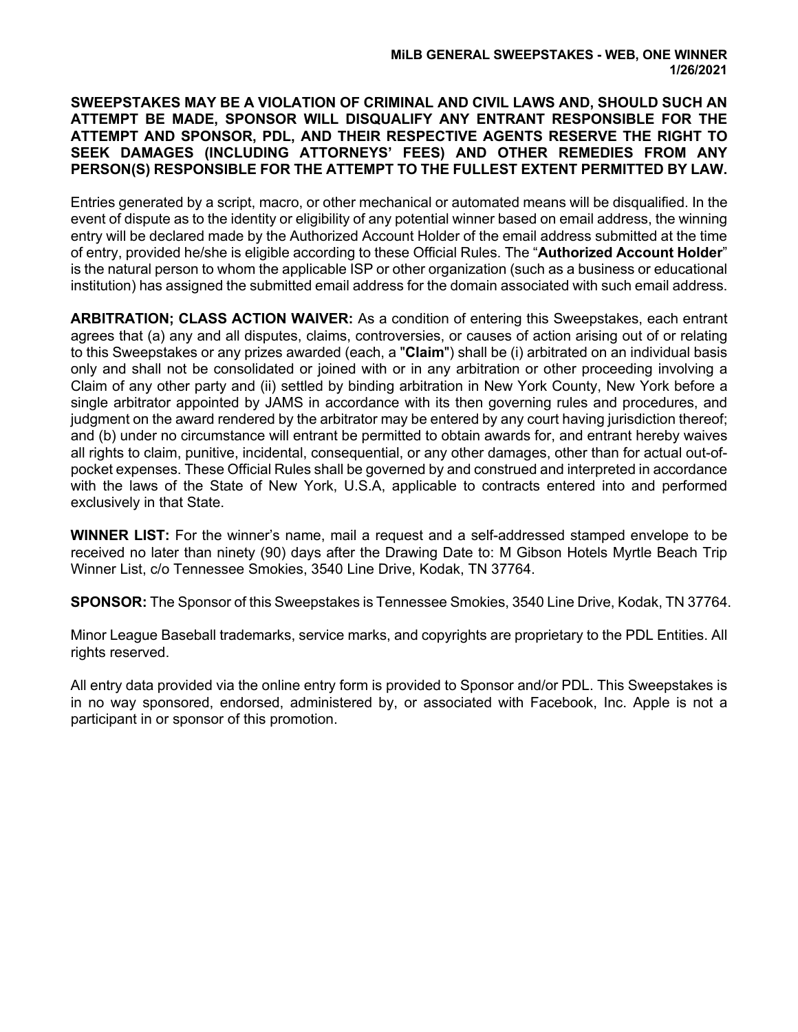**SWEEPSTAKES MAY BE A VIOLATION OF CRIMINAL AND CIVIL LAWS AND, SHOULD SUCH AN ATTEMPT BE MADE, SPONSOR WILL DISQUALIFY ANY ENTRANT RESPONSIBLE FOR THE ATTEMPT AND SPONSOR, PDL, AND THEIR RESPECTIVE AGENTS RESERVE THE RIGHT TO SEEK DAMAGES (INCLUDING ATTORNEYS' FEES) AND OTHER REMEDIES FROM ANY PERSON(S) RESPONSIBLE FOR THE ATTEMPT TO THE FULLEST EXTENT PERMITTED BY LAW.**

Entries generated by a script, macro, or other mechanical or automated means will be disqualified. In the event of dispute as to the identity or eligibility of any potential winner based on email address, the winning entry will be declared made by the Authorized Account Holder of the email address submitted at the time of entry, provided he/she is eligible according to these Official Rules. The "**Authorized Account Holder**" is the natural person to whom the applicable ISP or other organization (such as a business or educational institution) has assigned the submitted email address for the domain associated with such email address.

**ARBITRATION; CLASS ACTION WAIVER:** As a condition of entering this Sweepstakes, each entrant agrees that (a) any and all disputes, claims, controversies, or causes of action arising out of or relating to this Sweepstakes or any prizes awarded (each, a "**Claim**") shall be (i) arbitrated on an individual basis only and shall not be consolidated or joined with or in any arbitration or other proceeding involving a Claim of any other party and (ii) settled by binding arbitration in New York County, New York before a single arbitrator appointed by JAMS in accordance with its then governing rules and procedures, and judgment on the award rendered by the arbitrator may be entered by any court having jurisdiction thereof; and (b) under no circumstance will entrant be permitted to obtain awards for, and entrant hereby waives all rights to claim, punitive, incidental, consequential, or any other damages, other than for actual out-of-pocket expenses. These Official Rules shall be governed by and construed and interpreted in accordance with the laws of the State of New York, U.S.A, applicable to contracts entered into and performed exclusively in that State.

**WINNER LIST:** For the winner's name, mail a request and a self-addressed stamped envelope to be received no later than ninety (90) days after the Drawing Date to: M Gibson Hotels Myrtle Beach Trip Winner List, c/o Tennessee Smokies, 3540 Line Drive, Kodak, TN 37764.

**SPONSOR:** The Sponsor of this Sweepstakes is Tennessee Smokies, 3540 Line Drive, Kodak, TN 37764.

Minor League Baseball trademarks, service marks, and copyrights are proprietary to the PDL Entities. All rights reserved.

All entry data provided via the online entry form is provided to Sponsor and/or PDL. This Sweepstakes is in no way sponsored, endorsed, administered by, or associated with Facebook, Inc. Apple is not a participant in or sponsor of this promotion.